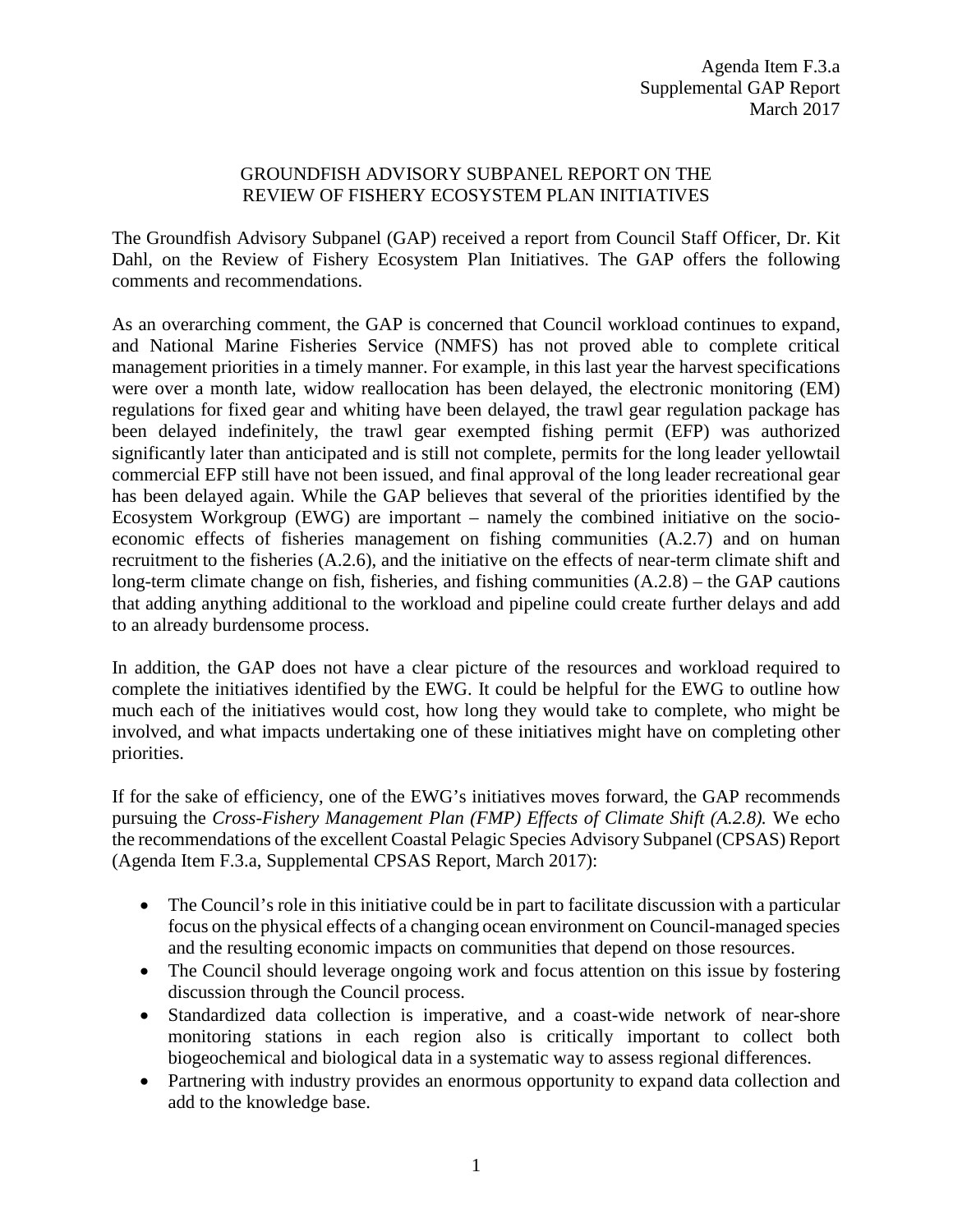Agenda Item F.3.a
Supplemental GAP Report
March 2017

# GROUNDFISH ADVISORY SUBPANEL REPORT ON THE REVIEW OF FISHERY ECOSYSTEM PLAN INITIATIVES

The Groundfish Advisory Subpanel (GAP) received a report from Council Staff Officer, Dr. Kit Dahl, on the Review of Fishery Ecosystem Plan Initiatives. The GAP offers the following comments and recommendations.

As an overarching comment, the GAP is concerned that Council workload continues to expand, and National Marine Fisheries Service (NMFS) has not proved able to complete critical management priorities in a timely manner. For example, in this last year the harvest specifications were over a month late, widow reallocation has been delayed, the electronic monitoring (EM) regulations for fixed gear and whiting have been delayed, the trawl gear regulation package has been delayed indefinitely, the trawl gear exempted fishing permit (EFP) was authorized significantly later than anticipated and is still not complete, permits for the long leader yellowtail commercial EFP still have not been issued, and final approval of the long leader recreational gear has been delayed again. While the GAP believes that several of the priorities identified by the Ecosystem Workgroup (EWG) are important – namely the combined initiative on the socio-economic effects of fisheries management on fishing communities (A.2.7) and on human recruitment to the fisheries (A.2.6), and the initiative on the effects of near-term climate shift and long-term climate change on fish, fisheries, and fishing communities (A.2.8) – the GAP cautions that adding anything additional to the workload and pipeline could create further delays and add to an already burdensome process.

In addition, the GAP does not have a clear picture of the resources and workload required to complete the initiatives identified by the EWG. It could be helpful for the EWG to outline how much each of the initiatives would cost, how long they would take to complete, who might be involved, and what impacts undertaking one of these initiatives might have on completing other priorities.

If for the sake of efficiency, one of the EWG's initiatives moves forward, the GAP recommends pursuing the *Cross-Fishery Management Plan (FMP) Effects of Climate Shift (A.2.8).* We echo the recommendations of the excellent Coastal Pelagic Species Advisory Subpanel (CPSAS) Report (Agenda Item F.3.a, Supplemental CPSAS Report, March 2017):

- The Council's role in this initiative could be in part to facilitate discussion with a particular focus on the physical effects of a changing ocean environment on Council-managed species and the resulting economic impacts on communities that depend on those resources.
- The Council should leverage ongoing work and focus attention on this issue by fostering discussion through the Council process.
- Standardized data collection is imperative, and a coast-wide network of near-shore monitoring stations in each region also is critically important to collect both biogeochemical and biological data in a systematic way to assess regional differences.
- Partnering with industry provides an enormous opportunity to expand data collection and add to the knowledge base.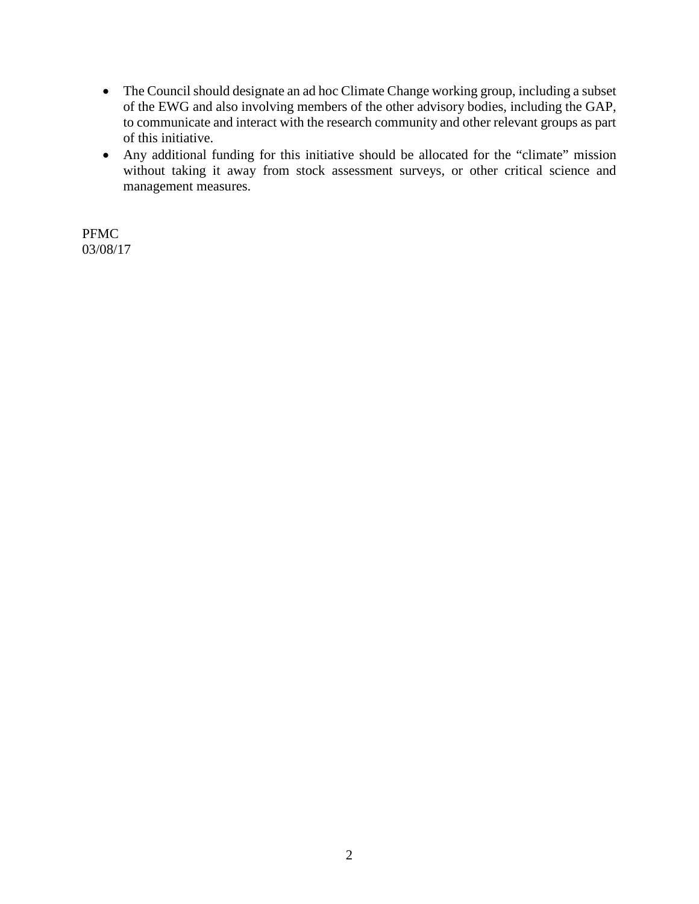- The Council should designate an ad hoc Climate Change working group, including a subset of the EWG and also involving members of the other advisory bodies, including the GAP, to communicate and interact with the research community and other relevant groups as part of this initiative.
- Any additional funding for this initiative should be allocated for the "climate" mission without taking it away from stock assessment surveys, or other critical science and management measures.

PFMC
03/08/17